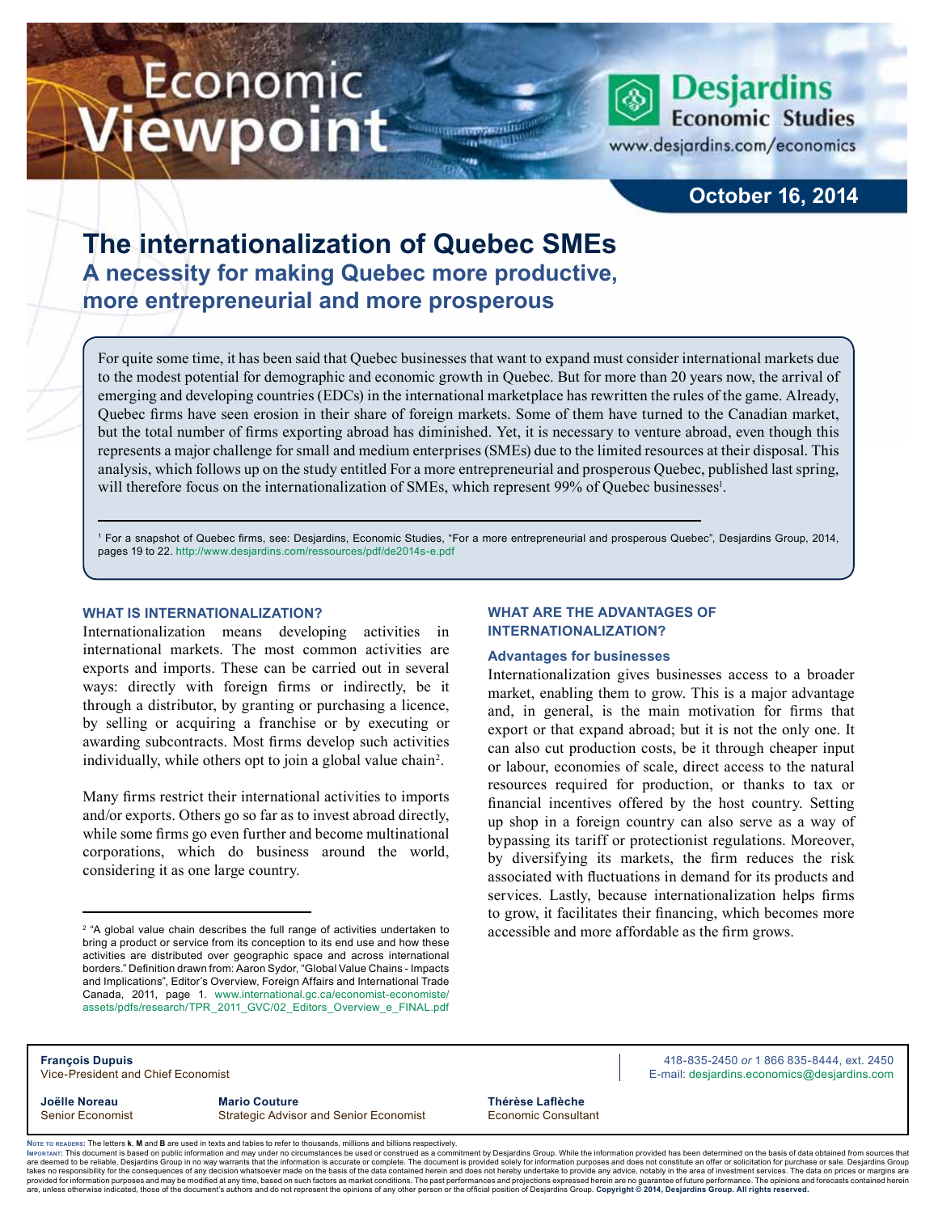# Economic Viewpoint

**Desjardins Economic Studies**
www.desjardins.com/economics

**October 16, 2014**

# The internationalization of Quebec SMEs

## A necessity for making Quebec more productive, more entrepreneurial and more prosperous

For quite some time, it has been said that Quebec businesses that want to expand must consider international markets due to the modest potential for demographic and economic growth in Quebec. But for more than 20 years now, the arrival of emerging and developing countries (EDCs) in the international marketplace has rewritten the rules of the game. Already, Quebec firms have seen erosion in their share of foreign markets. Some of them have turned to the Canadian market, but the total number of firms exporting abroad has diminished. Yet, it is necessary to venture abroad, even though this represents a major challenge for small and medium enterprises (SMEs) due to the limited resources at their disposal. This analysis, which follows up on the study entitled For a more entrepreneurial and prosperous Quebec, published last spring, will therefore focus on the internationalization of SMEs, which represent 99% of Quebec businesses[1].

[1] For a snapshot of Quebec firms, see: Desjardins, Economic Studies, "For a more entrepreneurial and prosperous Quebec", Desjardins Group, 2014, pages 19 to 22. http://www.desjardins.com/ressources/pdf/de2014s-e.pdf

### WHAT IS INTERNATIONALIZATION?

Internationalization means developing activities in international markets. The most common activities are exports and imports. These can be carried out in several ways: directly with foreign firms or indirectly, be it through a distributor, by granting or purchasing a licence, by selling or acquiring a franchise or by executing or awarding subcontracts. Most firms develop such activities individually, while others opt to join a global value chain[2].

Many firms restrict their international activities to imports and/or exports. Others go so far as to invest abroad directly, while some firms go even further and become multinational corporations, which do business around the world, considering it as one large country.

[2] "A global value chain describes the full range of activities undertaken to bring a product or service from its conception to its end use and how these activities are distributed over geographic space and across international borders." Definition drawn from: Aaron Sydor, "Global Value Chains - Impacts and Implications", Editor's Overview, Foreign Affairs and International Trade Canada, 2011, page 1. www.international.gc.ca/economist-economiste/assets/pdfs/research/TPR_2011_GVC/02_Editors_Overview_e_FINAL.pdf

### WHAT ARE THE ADVANTAGES OF INTERNATIONALIZATION?

#### Advantages for businesses

Internationalization gives businesses access to a broader market, enabling them to grow. This is a major advantage and, in general, is the main motivation for firms that export or that expand abroad; but it is not the only one. It can also cut production costs, be it through cheaper input or labour, economies of scale, direct access to the natural resources required for production, or thanks to tax or financial incentives offered by the host country. Setting up shop in a foreign country can also serve as a way of bypassing its tariff or protectionist regulations. Moreover, by diversifying its markets, the firm reduces the risk associated with fluctuations in demand for its products and services. Lastly, because internationalization helps firms to grow, it facilitates their financing, which becomes more accessible and more affordable as the firm grows.

**François Dupuis**
Vice-President and Chief Economist

418-835-2450 *or* 1 866 835-8444, ext. 2450
E-mail: desjardins.economics@desjardins.com

**Joëlle Noreau**
Senior Economist

**Mario Couture**
Strategic Advisor and Senior Economist

**Thérèse Laflèche**
Economic Consultant

NOTE TO READERS: The letters **k**, **M** and **B** are used in texts and tables to refer to thousands, millions and billions respectively.
IMPORTANT: This document is based on public information and may under no circumstances be used or construed as a commitment by Desjardins Group. While the information provided has been determined on the basis of data obtained from sources that are deemed to be reliable, Desjardins Group in no way warrants that the information is accurate or complete. The document is provided solely for information purposes and does not constitute an offer or solicitation for purchase or sale. Desjardins Group takes no responsibility for the consequences of any decision whatsoever made on the basis of the data contained herein and does not hereby undertake to provide any advice, notably in the area of investment services. The data on prices or margins are provided for information purposes and may be modified at any time, based on such factors as market conditions. The past performances and projections expressed herein are no guarantee of future performance. The opinions and forecasts contained herein are, unless otherwise indicated, those of the document's authors and do not represent the opinions of any other person or the official position of Desjardins Group. **Copyright © 2014, Desjardins Group. All rights reserved.**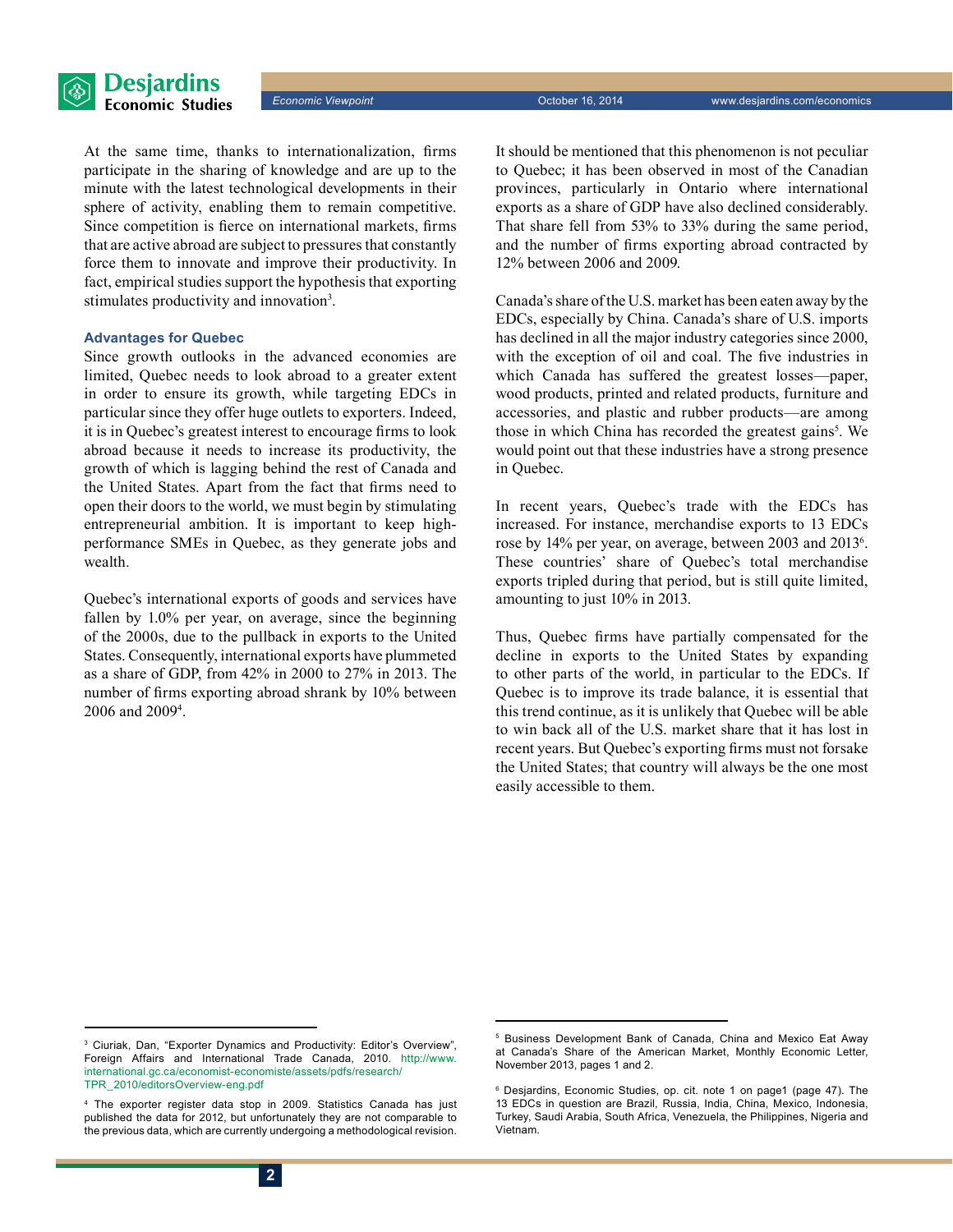At the same time, thanks to internationalization, firms participate in the sharing of knowledge and are up to the minute with the latest technological developments in their sphere of activity, enabling them to remain competitive. Since competition is fierce on international markets, firms that are active abroad are subject to pressures that constantly force them to innovate and improve their productivity. In fact, empirical studies support the hypothesis that exporting stimulates productivity and innovation[3].

### Advantages for Quebec

Since growth outlooks in the advanced economies are limited, Quebec needs to look abroad to a greater extent in order to ensure its growth, while targeting EDCs in particular since they offer huge outlets to exporters. Indeed, it is in Quebec's greatest interest to encourage firms to look abroad because it needs to increase its productivity, the growth of which is lagging behind the rest of Canada and the United States. Apart from the fact that firms need to open their doors to the world, we must begin by stimulating entrepreneurial ambition. It is important to keep high-performance SMEs in Quebec, as they generate jobs and wealth.

Quebec's international exports of goods and services have fallen by 1.0% per year, on average, since the beginning of the 2000s, due to the pullback in exports to the United States. Consequently, international exports have plummeted as a share of GDP, from 42% in 2000 to 27% in 2013. The number of firms exporting abroad shrank by 10% between 2006 and 2009[4].

It should be mentioned that this phenomenon is not peculiar to Quebec; it has been observed in most of the Canadian provinces, particularly in Ontario where international exports as a share of GDP have also declined considerably. That share fell from 53% to 33% during the same period, and the number of firms exporting abroad contracted by 12% between 2006 and 2009.

Canada's share of the U.S. market has been eaten away by the EDCs, especially by China. Canada's share of U.S. imports has declined in all the major industry categories since 2000, with the exception of oil and coal. The five industries in which Canada has suffered the greatest losses—paper, wood products, printed and related products, furniture and accessories, and plastic and rubber products—are among those in which China has recorded the greatest gains[5]. We would point out that these industries have a strong presence in Quebec.

In recent years, Quebec's trade with the EDCs has increased. For instance, merchandise exports to 13 EDCs rose by 14% per year, on average, between 2003 and 2013[6]. These countries' share of Quebec's total merchandise exports tripled during that period, but is still quite limited, amounting to just 10% in 2013.

Thus, Quebec firms have partially compensated for the decline in exports to the United States by expanding to other parts of the world, in particular to the EDCs. If Quebec is to improve its trade balance, it is essential that this trend continue, as it is unlikely that Quebec will be able to win back all of the U.S. market share that it has lost in recent years. But Quebec's exporting firms must not forsake the United States; that country will always be the one most easily accessible to them.

---

[3] Ciuriak, Dan, "Exporter Dynamics and Productivity: Editor's Overview", Foreign Affairs and International Trade Canada, 2010. http://www.international.gc.ca/economist-economiste/assets/pdfs/research/TPR_2010/editorsOverview-eng.pdf

[4] The exporter register data stop in 2009. Statistics Canada has just published the data for 2012, but unfortunately they are not comparable to the previous data, which are currently undergoing a methodological revision.

[5] Business Development Bank of Canada, China and Mexico Eat Away at Canada's Share of the American Market, Monthly Economic Letter, November 2013, pages 1 and 2.

[6] Desjardins, Economic Studies, op. cit. note 1 on page1 (page 47). The 13 EDCs in question are Brazil, Russia, India, China, Mexico, Indonesia, Turkey, Saudi Arabia, South Africa, Venezuela, the Philippines, Nigeria and Vietnam.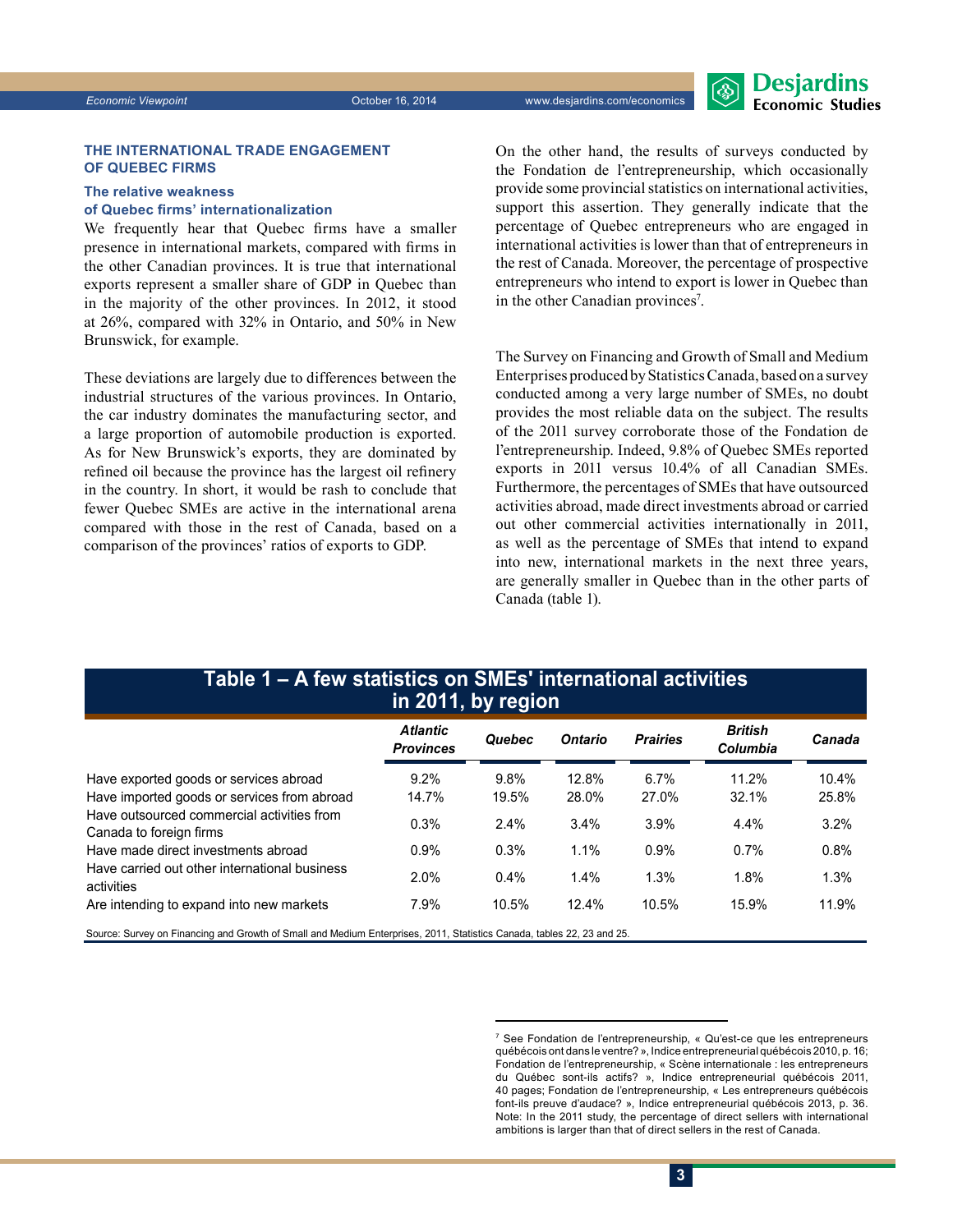## THE INTERNATIONAL TRADE ENGAGEMENT OF QUEBEC FIRMS

### The relative weakness of Quebec firms' internationalization

We frequently hear that Quebec firms have a smaller presence in international markets, compared with firms in the other Canadian provinces. It is true that international exports represent a smaller share of GDP in Quebec than in the majority of the other provinces. In 2012, it stood at 26%, compared with 32% in Ontario, and 50% in New Brunswick, for example.

These deviations are largely due to differences between the industrial structures of the various provinces. In Ontario, the car industry dominates the manufacturing sector, and a large proportion of automobile production is exported. As for New Brunswick's exports, they are dominated by refined oil because the province has the largest oil refinery in the country. In short, it would be rash to conclude that fewer Quebec SMEs are active in the international arena compared with those in the rest of Canada, based on a comparison of the provinces' ratios of exports to GDP.

On the other hand, the results of surveys conducted by the Fondation de l'entrepreneurship, which occasionally provide some provincial statistics on international activities, support this assertion. They generally indicate that the percentage of Quebec entrepreneurs who are engaged in international activities is lower than that of entrepreneurs in the rest of Canada. Moreover, the percentage of prospective entrepreneurs who intend to export is lower in Quebec than in the other Canadian provinces[7].

The Survey on Financing and Growth of Small and Medium Enterprises produced by Statistics Canada, based on a survey conducted among a very large number of SMEs, no doubt provides the most reliable data on the subject. The results of the 2011 survey corroborate those of the Fondation de l'entrepreneurship. Indeed, 9.8% of Quebec SMEs reported exports in 2011 versus 10.4% of all Canadian SMEs. Furthermore, the percentages of SMEs that have outsourced activities abroad, made direct investments abroad or carried out other commercial activities internationally in 2011, as well as the percentage of SMEs that intend to expand into new, international markets in the next three years, are generally smaller in Quebec than in the other parts of Canada (table 1).

**Table 1 – A few statistics on SMEs' international activities in 2011, by region**

| | *Atlantic Provinces* | *Quebec* | *Ontario* | *Prairies* | *British Columbia* | *Canada* |
|---|---|---|---|---|---|---|
| Have exported goods or services abroad | 9.2% | 9.8% | 12.8% | 6.7% | 11.2% | 10.4% |
| Have imported goods or services from abroad | 14.7% | 19.5% | 28.0% | 27.0% | 32.1% | 25.8% |
| Have outsourced commercial activities from Canada to foreign firms | 0.3% | 2.4% | 3.4% | 3.9% | 4.4% | 3.2% |
| Have made direct investments abroad | 0.9% | 0.3% | 1.1% | 0.9% | 0.7% | 0.8% |
| Have carried out other international business activities | 2.0% | 0.4% | 1.4% | 1.3% | 1.8% | 1.3% |
| Are intending to expand into new markets | 7.9% | 10.5% | 12.4% | 10.5% | 15.9% | 11.9% |

Source: Survey on Financing and Growth of Small and Medium Enterprises, 2011, Statistics Canada, tables 22, 23 and 25.

---

[7] See Fondation de l'entrepreneurship, « Qu'est-ce que les entrepreneurs québécois ont dans le ventre? », Indice entrepreneurial québécois 2010, p. 16; Fondation de l'entrepreneurship, « Scène internationale : les entrepreneurs du Québec sont-ils actifs? », Indice entrepreneurial québécois 2011, 40 pages; Fondation de l'entrepreneurship, « Les entrepreneurs québécois font-ils preuve d'audace? », Indice entrepreneurial québécois 2013, p. 36. Note: In the 2011 study, the percentage of direct sellers with international ambitions is larger than that of direct sellers in the rest of Canada.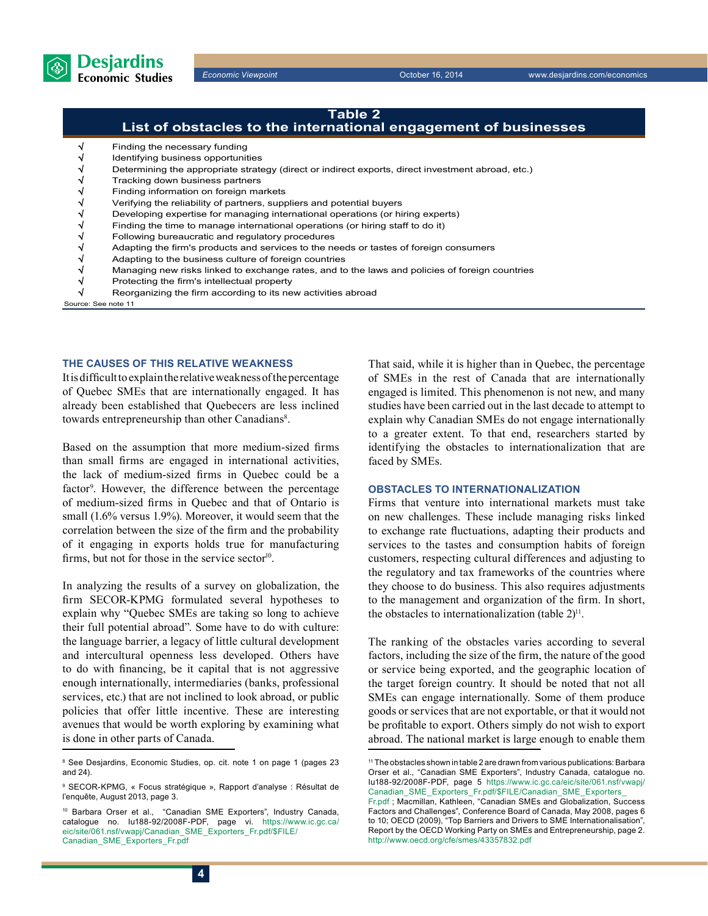**Table 2**
**List of obstacles to the international engagement of businesses**

- √ Finding the necessary funding
- √ Identifying business opportunities
- √ Determining the appropriate strategy (direct or indirect exports, direct investment abroad, etc.)
- √ Tracking down business partners
- √ Finding information on foreign markets
- √ Verifying the reliability of partners, suppliers and potential buyers
- √ Developing expertise for managing international operations (or hiring experts)
- √ Finding the time to manage international operations (or hiring staff to do it)
- √ Following bureaucratic and regulatory procedures
- √ Adapting the firm's products and services to the needs or tastes of foreign consumers
- √ Adapting to the business culture of foreign countries
- √ Managing new risks linked to exchange rates, and to the laws and policies of foreign countries
- √ Protecting the firm's intellectual property
- √ Reorganizing the firm according to its new activities abroad

Source: See note 11

### THE CAUSES OF THIS RELATIVE WEAKNESS

It is difficult to explain the relative weakness of the percentage of Quebec SMEs that are internationally engaged. It has already been established that Quebecers are less inclined towards entrepreneurship than other Canadians[8].

Based on the assumption that more medium-sized firms than small firms are engaged in international activities, the lack of medium-sized firms in Quebec could be a factor[9]. However, the difference between the percentage of medium-sized firms in Quebec and that of Ontario is small (1.6% versus 1.9%). Moreover, it would seem that the correlation between the size of the firm and the probability of it engaging in exports holds true for manufacturing firms, but not for those in the service sector[10].

In analyzing the results of a survey on globalization, the firm SECOR-KPMG formulated several hypotheses to explain why "Quebec SMEs are taking so long to achieve their full potential abroad". Some have to do with culture: the language barrier, a legacy of little cultural development and intercultural openness less developed. Others have to do with financing, be it capital that is not aggressive enough internationally, intermediaries (banks, professional services, etc.) that are not inclined to look abroad, or public policies that offer little incentive. These are interesting avenues that would be worth exploring by examining what is done in other parts of Canada.

That said, while it is higher than in Quebec, the percentage of SMEs in the rest of Canada that are internationally engaged is limited. This phenomenon is not new, and many studies have been carried out in the last decade to attempt to explain why Canadian SMEs do not engage internationally to a greater extent. To that end, researchers started by identifying the obstacles to internationalization that are faced by SMEs.

### OBSTACLES TO INTERNATIONALIZATION

Firms that venture into international markets must take on new challenges. These include managing risks linked to exchange rate fluctuations, adapting their products and services to the tastes and consumption habits of foreign customers, respecting cultural differences and adjusting to the regulatory and tax frameworks of the countries where they choose to do business. This also requires adjustments to the management and organization of the firm. In short, the obstacles to internationalization (table 2)[11].

The ranking of the obstacles varies according to several factors, including the size of the firm, the nature of the good or service being exported, and the geographic location of the target foreign country. It should be noted that not all SMEs can engage internationally. Some of them produce goods or services that are not exportable, or that it would not be profitable to export. Others simply do not wish to export abroad. The national market is large enough to enable them

---

[8] See Desjardins, Economic Studies, op. cit. note 1 on page 1 (pages 23 and 24).

[9] SECOR-KPMG, « Focus stratégique », Rapport d'analyse : Résultat de l'enquête, August 2013, page 3.

[10] Barbara Orser et al., "Canadian SME Exporters", Industry Canada, catalogue no. Iu188-92/2008F-PDF, page vi. https://www.ic.gc.ca/eic/site/061.nsf/vwapj/Canadian_SME_Exporters_Fr.pdf/$FILE/Canadian_SME_Exporters_Fr.pdf

[11] The obstacles shown in table 2 are drawn from various publications: Barbara Orser et al., "Canadian SME Exporters", Industry Canada, catalogue no. Iu188-92/2008F-PDF, page 5 https://www.ic.gc.ca/eic/site/061.nsf/vwapj/Canadian_SME_Exporters_Fr.pdf/$FILE/Canadian_SME_Exporters_Fr.pdf ; Macmillan, Kathleen, "Canadian SMEs and Globalization, Success Factors and Challenges", Conference Board of Canada, May 2008, pages 6 to 10; OECD (2009), "Top Barriers and Drivers to SME Internationalisation", Report by the OECD Working Party on SMEs and Entrepreneurship, page 2. http://www.oecd.org/cfe/smes/43357832.pdf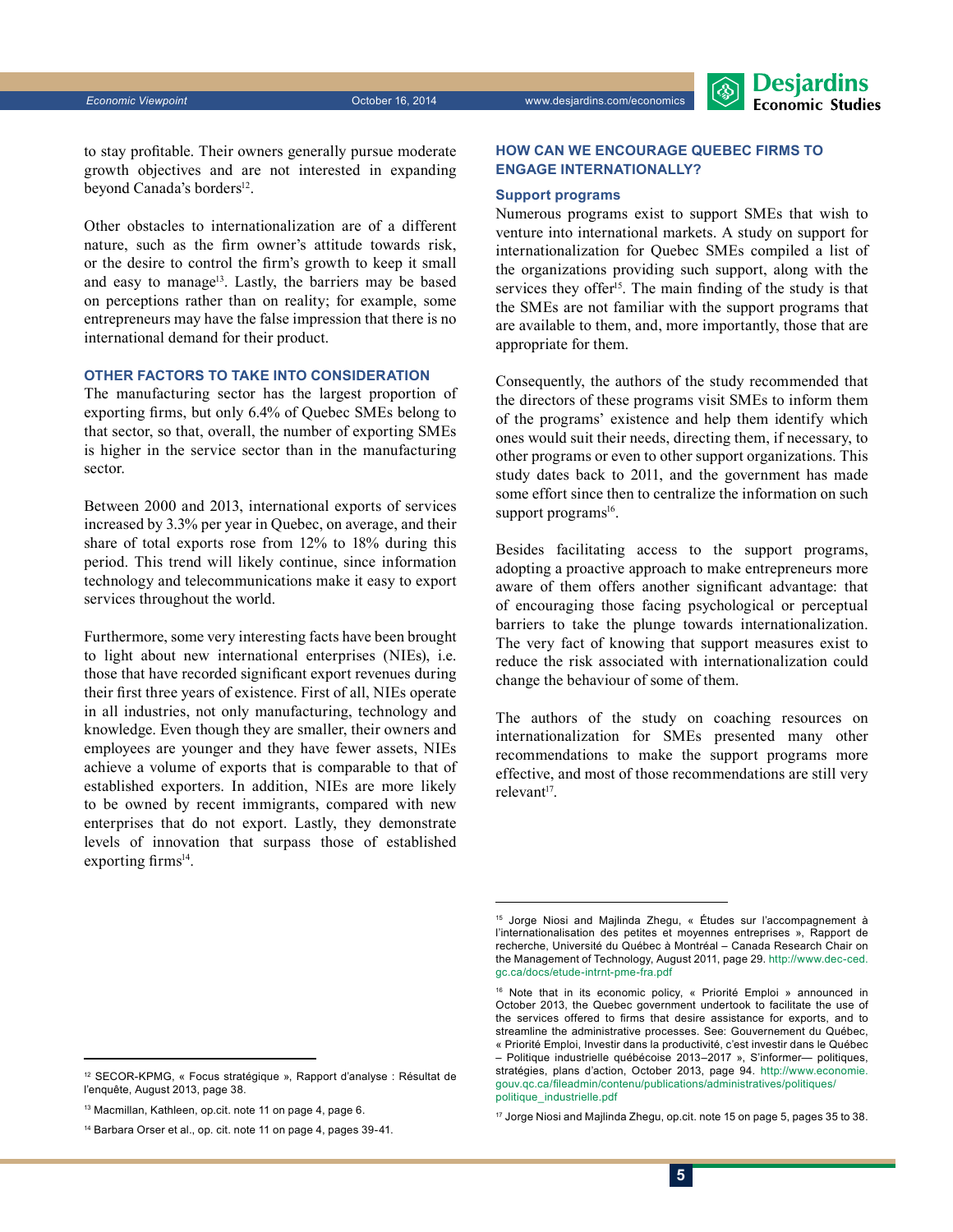to stay profitable. Their owners generally pursue moderate growth objectives and are not interested in expanding beyond Canada's borders[12].

Other obstacles to internationalization are of a different nature, such as the firm owner's attitude towards risk, or the desire to control the firm's growth to keep it small and easy to manage[13]. Lastly, the barriers may be based on perceptions rather than on reality; for example, some entrepreneurs may have the false impression that there is no international demand for their product.

## OTHER FACTORS TO TAKE INTO CONSIDERATION

The manufacturing sector has the largest proportion of exporting firms, but only 6.4% of Quebec SMEs belong to that sector, so that, overall, the number of exporting SMEs is higher in the service sector than in the manufacturing sector.

Between 2000 and 2013, international exports of services increased by 3.3% per year in Quebec, on average, and their share of total exports rose from 12% to 18% during this period. This trend will likely continue, since information technology and telecommunications make it easy to export services throughout the world.

Furthermore, some very interesting facts have been brought to light about new international enterprises (NIEs), i.e. those that have recorded significant export revenues during their first three years of existence. First of all, NIEs operate in all industries, not only manufacturing, technology and knowledge. Even though they are smaller, their owners and employees are younger and they have fewer assets, NIEs achieve a volume of exports that is comparable to that of established exporters. In addition, NIEs are more likely to be owned by recent immigrants, compared with new enterprises that do not export. Lastly, they demonstrate levels of innovation that surpass those of established exporting firms[14].

## HOW CAN WE ENCOURAGE QUEBEC FIRMS TO ENGAGE INTERNATIONALLY?

### Support programs

Numerous programs exist to support SMEs that wish to venture into international markets. A study on support for internationalization for Quebec SMEs compiled a list of the organizations providing such support, along with the services they offer[15]. The main finding of the study is that the SMEs are not familiar with the support programs that are available to them, and, more importantly, those that are appropriate for them.

Consequently, the authors of the study recommended that the directors of these programs visit SMEs to inform them of the programs' existence and help them identify which ones would suit their needs, directing them, if necessary, to other programs or even to other support organizations. This study dates back to 2011, and the government has made some effort since then to centralize the information on such support programs[16].

Besides facilitating access to the support programs, adopting a proactive approach to make entrepreneurs more aware of them offers another significant advantage: that of encouraging those facing psychological or perceptual barriers to take the plunge towards internationalization. The very fact of knowing that support measures exist to reduce the risk associated with internationalization could change the behaviour of some of them.

The authors of the study on coaching resources on internationalization for SMEs presented many other recommendations to make the support programs more effective, and most of those recommendations are still very relevant[17].

---

[12] SECOR-KPMG, « Focus stratégique », Rapport d'analyse : Résultat de l'enquête, August 2013, page 38.

[13] Macmillan, Kathleen, op.cit. note 11 on page 4, page 6.

[14] Barbara Orser et al., op. cit. note 11 on page 4, pages 39-41.

[15] Jorge Niosi and Majlinda Zhegu, « Études sur l'accompagnement à l'internationalisation des petites et moyennes entreprises », Rapport de recherche, Université du Québec à Montréal – Canada Research Chair on the Management of Technology, August 2011, page 29. http://www.dec-ced.gc.ca/docs/etude-intrnt-pme-fra.pdf

[16] Note that in its economic policy, « Priorité Emploi » announced in October 2013, the Quebec government undertook to facilitate the use of the services offered to firms that desire assistance for exports, and to streamline the administrative processes. See: Gouvernement du Québec, « Priorité Emploi, Investir dans la productivité, c'est investir dans le Québec – Politique industrielle québécoise 2013–2017 », S'informer— politiques, stratégies, plans d'action, October 2013, page 94. http://www.economie.gouv.qc.ca/fileadmin/contenu/publications/administratives/politiques/politique_industrielle.pdf

[17] Jorge Niosi and Majlinda Zhegu, op.cit. note 15 on page 5, pages 35 to 38.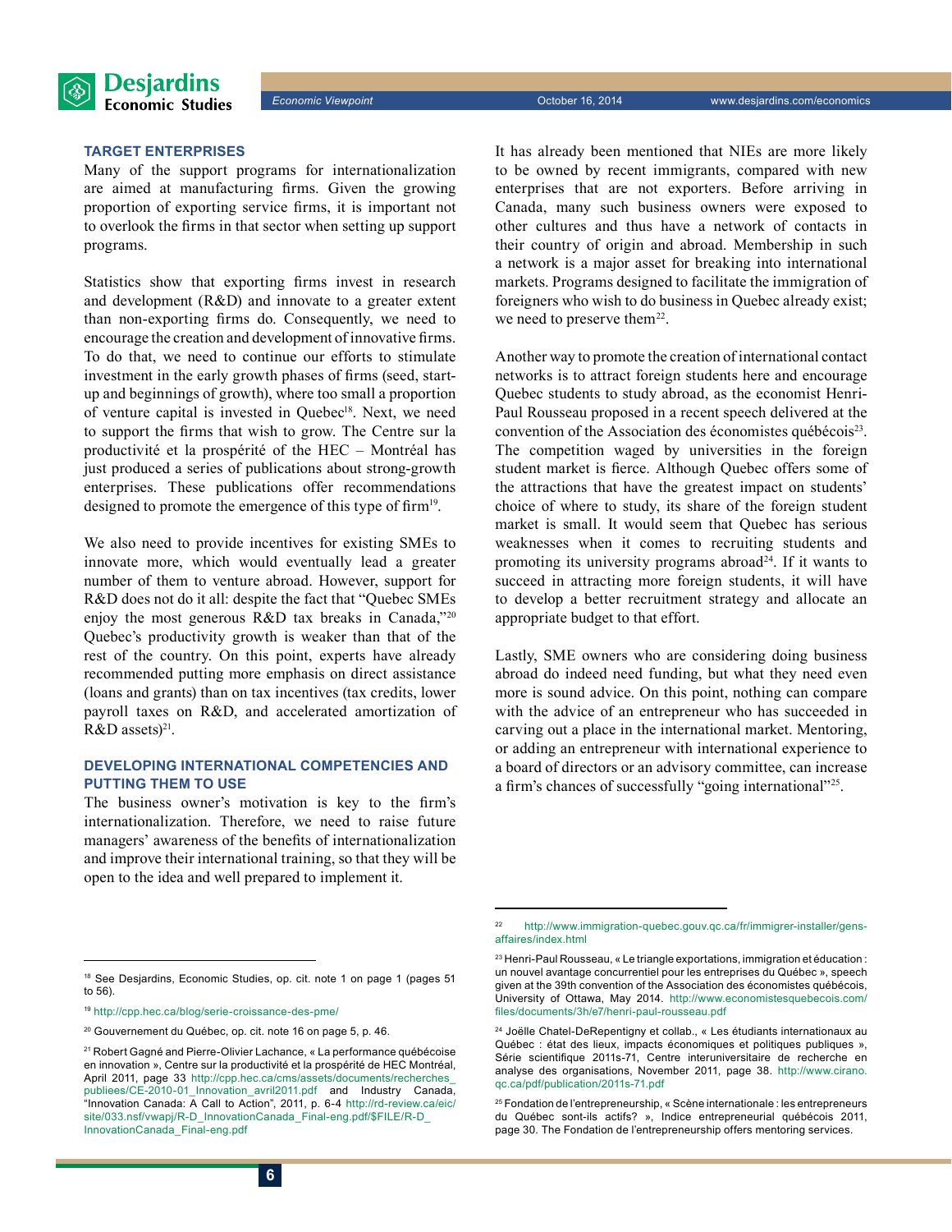## TARGET ENTERPRISES

Many of the support programs for internationalization are aimed at manufacturing firms. Given the growing proportion of exporting service firms, it is important not to overlook the firms in that sector when setting up support programs.

Statistics show that exporting firms invest in research and development (R&D) and innovate to a greater extent than non-exporting firms do. Consequently, we need to encourage the creation and development of innovative firms. To do that, we need to continue our efforts to stimulate investment in the early growth phases of firms (seed, start-up and beginnings of growth), where too small a proportion of venture capital is invested in Quebec[18]. Next, we need to support the firms that wish to grow. The Centre sur la productivité et la prospérité of the HEC – Montréal has just produced a series of publications about strong-growth enterprises. These publications offer recommendations designed to promote the emergence of this type of firm[19].

We also need to provide incentives for existing SMEs to innovate more, which would eventually lead a greater number of them to venture abroad. However, support for R&D does not do it all: despite the fact that "Quebec SMEs enjoy the most generous R&D tax breaks in Canada,"[20] Quebec's productivity growth is weaker than that of the rest of the country. On this point, experts have already recommended putting more emphasis on direct assistance (loans and grants) than on tax incentives (tax credits, lower payroll taxes on R&D, and accelerated amortization of R&D assets)[21].

## DEVELOPING INTERNATIONAL COMPETENCIES AND PUTTING THEM TO USE

The business owner's motivation is key to the firm's internationalization. Therefore, we need to raise future managers' awareness of the benefits of internationalization and improve their international training, so that they will be open to the idea and well prepared to implement it.

It has already been mentioned that NIEs are more likely to be owned by recent immigrants, compared with new enterprises that are not exporters. Before arriving in Canada, many such business owners were exposed to other cultures and thus have a network of contacts in their country of origin and abroad. Membership in such a network is a major asset for breaking into international markets. Programs designed to facilitate the immigration of foreigners who wish to do business in Quebec already exist; we need to preserve them[22].

Another way to promote the creation of international contact networks is to attract foreign students here and encourage Quebec students to study abroad, as the economist Henri-Paul Rousseau proposed in a recent speech delivered at the convention of the Association des économistes québécois[23]. The competition waged by universities in the foreign student market is fierce. Although Quebec offers some of the attractions that have the greatest impact on students' choice of where to study, its share of the foreign student market is small. It would seem that Quebec has serious weaknesses when it comes to recruiting students and promoting its university programs abroad[24]. If it wants to succeed in attracting more foreign students, it will have to develop a better recruitment strategy and allocate an appropriate budget to that effort.

Lastly, SME owners who are considering doing business abroad do indeed need funding, but what they need even more is sound advice. On this point, nothing can compare with the advice of an entrepreneur who has succeeded in carving out a place in the international market. Mentoring, or adding an entrepreneur with international experience to a board of directors or an advisory committee, can increase a firm's chances of successfully "going international"[25].

---

[18] See Desjardins, Economic Studies, op. cit. note 1 on page 1 (pages 51 to 56).

[19] http://cpp.hec.ca/blog/serie-croissance-des-pme/

[20] Gouvernement du Québec, op. cit. note 16 on page 5, p. 46.

[21] Robert Gagné and Pierre-Olivier Lachance, « La performance québécoise en innovation », Centre sur la productivité et la prospérité de HEC Montréal, April 2011, page 33 http://cpp.hec.ca/cms/assets/documents/recherches_publiees/CE-2010-01_Innovation_avril2011.pdf and Industry Canada, "Innovation Canada: A Call to Action", 2011, p. 6-4 http://rd-review.ca/eic/site/033.nsf/vwapj/R-D_InnovationCanada_Final-eng.pdf/$FILE/R-D_InnovationCanada_Final-eng.pdf

[22] http://www.immigration-quebec.gouv.qc.ca/fr/immigrer-installer/gens-affaires/index.html

[23] Henri-Paul Rousseau, « Le triangle exportations, immigration et éducation : un nouvel avantage concurrentiel pour les entreprises du Québec », speech given at the 39th convention of the Association des économistes québécois, University of Ottawa, May 2014. http://www.economistesquebecois.com/files/documents/3h/e7/henri-paul-rousseau.pdf

[24] Joëlle Chatel-DeRepentigny et collab., « Les étudiants internationaux au Québec : état des lieux, impacts économiques et politiques publiques », Série scientifique 2011s-71, Centre interuniversitaire de recherche en analyse des organisations, November 2011, page 38. http://www.cirano.qc.ca/pdf/publication/2011s-71.pdf

[25] Fondation de l'entrepreneurship, « Scène internationale : les entrepreneurs du Québec sont-ils actifs? », Indice entrepreneurial québécois 2011, page 30. The Fondation de l'entrepreneurship offers mentoring services.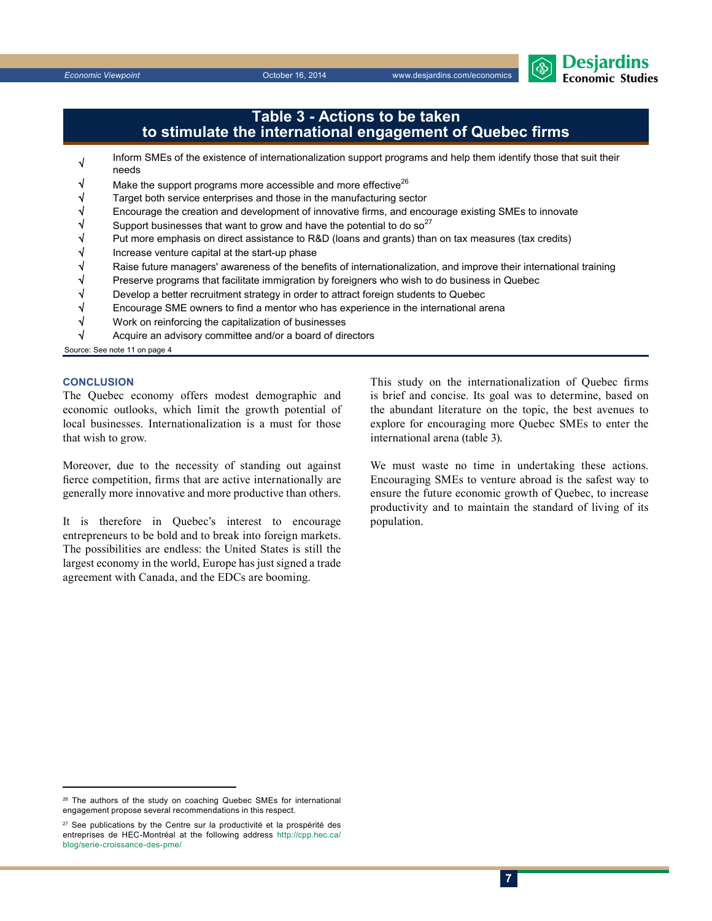## Table 3 - Actions to be taken to stimulate the international engagement of Quebec firms

| | |
|---|---|
| √ | Inform SMEs of the existence of internationalization support programs and help them identify those that suit their needs |
| √ | Make the support programs more accessible and more effective[26] |
| √ | Target both service enterprises and those in the manufacturing sector |
| √ | Encourage the creation and development of innovative firms, and encourage existing SMEs to innovate |
| √ | Support businesses that want to grow and have the potential to do so[27] |
| √ | Put more emphasis on direct assistance to R&D (loans and grants) than on tax measures (tax credits) |
| √ | Increase venture capital at the start-up phase |
| √ | Raise future managers' awareness of the benefits of internationalization, and improve their international training |
| √ | Preserve programs that facilitate immigration by foreigners who wish to do business in Quebec |
| √ | Develop a better recruitment strategy in order to attract foreign students to Quebec |
| √ | Encourage SME owners to find a mentor who has experience in the international arena |
| √ | Work on reinforcing the capitalization of businesses |
| √ | Acquire an advisory committee and/or a board of directors |

Source: See note 11 on page 4

### CONCLUSION

The Quebec economy offers modest demographic and economic outlooks, which limit the growth potential of local businesses. Internationalization is a must for those that wish to grow.

Moreover, due to the necessity of standing out against fierce competition, firms that are active internationally are generally more innovative and more productive than others.

It is therefore in Quebec's interest to encourage entrepreneurs to be bold and to break into foreign markets. The possibilities are endless: the United States is still the largest economy in the world, Europe has just signed a trade agreement with Canada, and the EDCs are booming.

This study on the internationalization of Quebec firms is brief and concise. Its goal was to determine, based on the abundant literature on the topic, the best avenues to explore for encouraging more Quebec SMEs to enter the international arena (table 3).

We must waste no time in undertaking these actions. Encouraging SMEs to venture abroad is the safest way to ensure the future economic growth of Quebec, to increase productivity and to maintain the standard of living of its population.

---

[26] The authors of the study on coaching Quebec SMEs for international engagement propose several recommendations in this respect.

[27] See publications by the Centre sur la productivité et la prospérité des entreprises de HEC-Montréal at the following address http://cpp.hec.ca/blog/serie-croissance-des-pme/